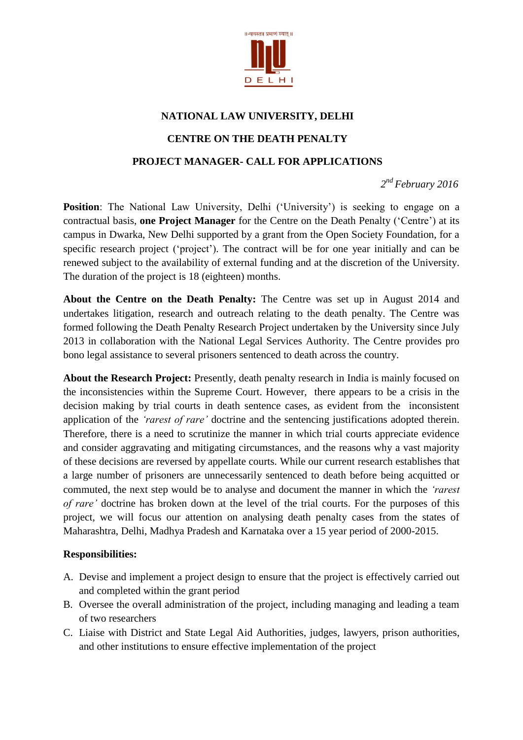॥-न्यायस्तत्र प्रमाणं स्यात्॥

NLU DELHI

# NATIONAL LAW UNIVERSITY, DELHI

## CENTRE ON THE DEATH PENALTY

## PROJECT MANAGER- CALL FOR APPLICATIONS

*2nd February 2016*

**Position**: The National Law University, Delhi ('University') is seeking to engage on a contractual basis, **one Project Manager** for the Centre on the Death Penalty ('Centre') at its campus in Dwarka, New Delhi supported by a grant from the Open Society Foundation, for a specific research project ('project'). The contract will be for one year initially and can be renewed subject to the availability of external funding and at the discretion of the University. The duration of the project is 18 (eighteen) months.

**About the Centre on the Death Penalty:** The Centre was set up in August 2014 and undertakes litigation, research and outreach relating to the death penalty. The Centre was formed following the Death Penalty Research Project undertaken by the University since July 2013 in collaboration with the National Legal Services Authority. The Centre provides pro bono legal assistance to several prisoners sentenced to death across the country.

**About the Research Project:** Presently, death penalty research in India is mainly focused on the inconsistencies within the Supreme Court. However, there appears to be a crisis in the decision making by trial courts in death sentence cases, as evident from the inconsistent application of the *'rarest of rare'* doctrine and the sentencing justifications adopted therein. Therefore, there is a need to scrutinize the manner in which trial courts appreciate evidence and consider aggravating and mitigating circumstances, and the reasons why a vast majority of these decisions are reversed by appellate courts. While our current research establishes that a large number of prisoners are unnecessarily sentenced to death before being acquitted or commuted, the next step would be to analyse and document the manner in which the *'rarest of rare'* doctrine has broken down at the level of the trial courts. For the purposes of this project, we will focus our attention on analysing death penalty cases from the states of Maharashtra, Delhi, Madhya Pradesh and Karnataka over a 15 year period of 2000-2015.

**Responsibilities:**

A. Devise and implement a project design to ensure that the project is effectively carried out and completed within the grant period
B. Oversee the overall administration of the project, including managing and leading a team of two researchers
C. Liaise with District and State Legal Aid Authorities, judges, lawyers, prison authorities, and other institutions to ensure effective implementation of the project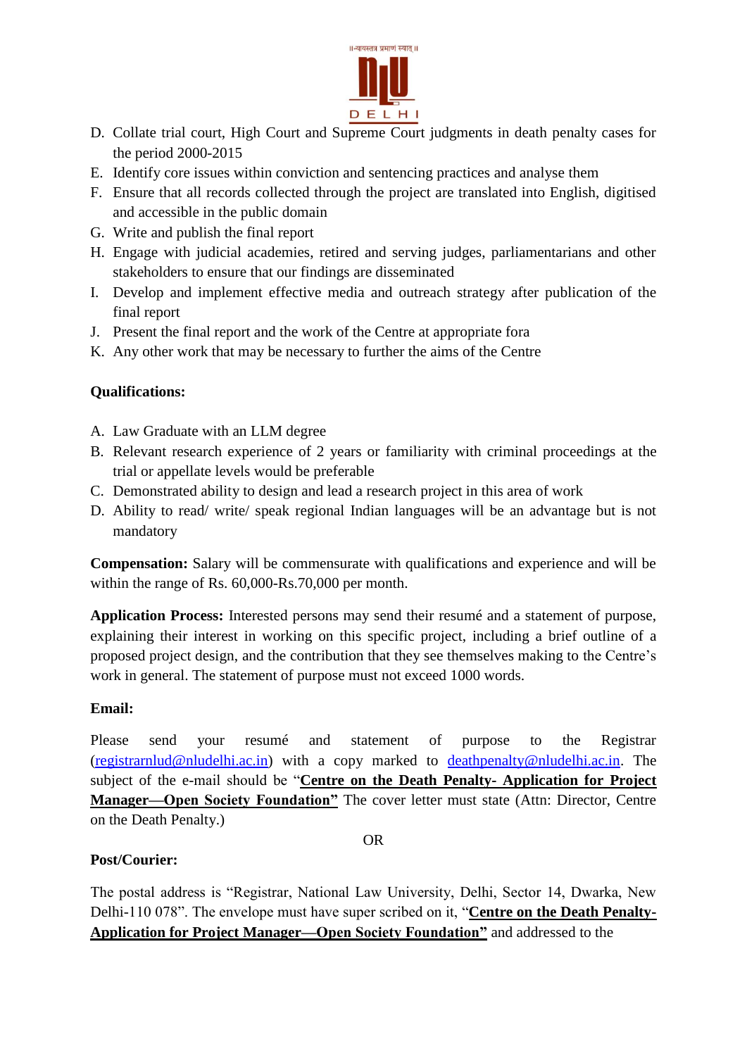D. Collate trial court, High Court and Supreme Court judgments in death penalty cases for the period 2000-2015
E. Identify core issues within conviction and sentencing practices and analyse them
F. Ensure that all records collected through the project are translated into English, digitised and accessible in the public domain
G. Write and publish the final report
H. Engage with judicial academies, retired and serving judges, parliamentarians and other stakeholders to ensure that our findings are disseminated
I. Develop and implement effective media and outreach strategy after publication of the final report
J. Present the final report and the work of the Centre at appropriate fora
K. Any other work that may be necessary to further the aims of the Centre

**Qualifications:**

A. Law Graduate with an LLM degree
B. Relevant research experience of 2 years or familiarity with criminal proceedings at the trial or appellate levels would be preferable
C. Demonstrated ability to design and lead a research project in this area of work
D. Ability to read/ write/ speak regional Indian languages will be an advantage but is not mandatory

**Compensation:** Salary will be commensurate with qualifications and experience and will be within the range of Rs. 60,000-Rs.70,000 per month.

**Application Process:** Interested persons may send their resumé and a statement of purpose, explaining their interest in working on this specific project, including a brief outline of a proposed project design, and the contribution that they see themselves making to the Centre's work in general. The statement of purpose must not exceed 1000 words.

**Email:**

Please send your resumé and statement of purpose to the Registrar (registrarnlud@nludelhi.ac.in) with a copy marked to deathpenalty@nludelhi.ac.in. The subject of the e-mail should be "**Centre on the Death Penalty- Application for Project Manager—Open Society Foundation"** The cover letter must state (Attn: Director, Centre on the Death Penalty.)

OR

**Post/Courier:**

The postal address is "Registrar, National Law University, Delhi, Sector 14, Dwarka, New Delhi-110 078". The envelope must have super scribed on it, "**Centre on the Death Penalty- Application for Project Manager—Open Society Foundation"** and addressed to the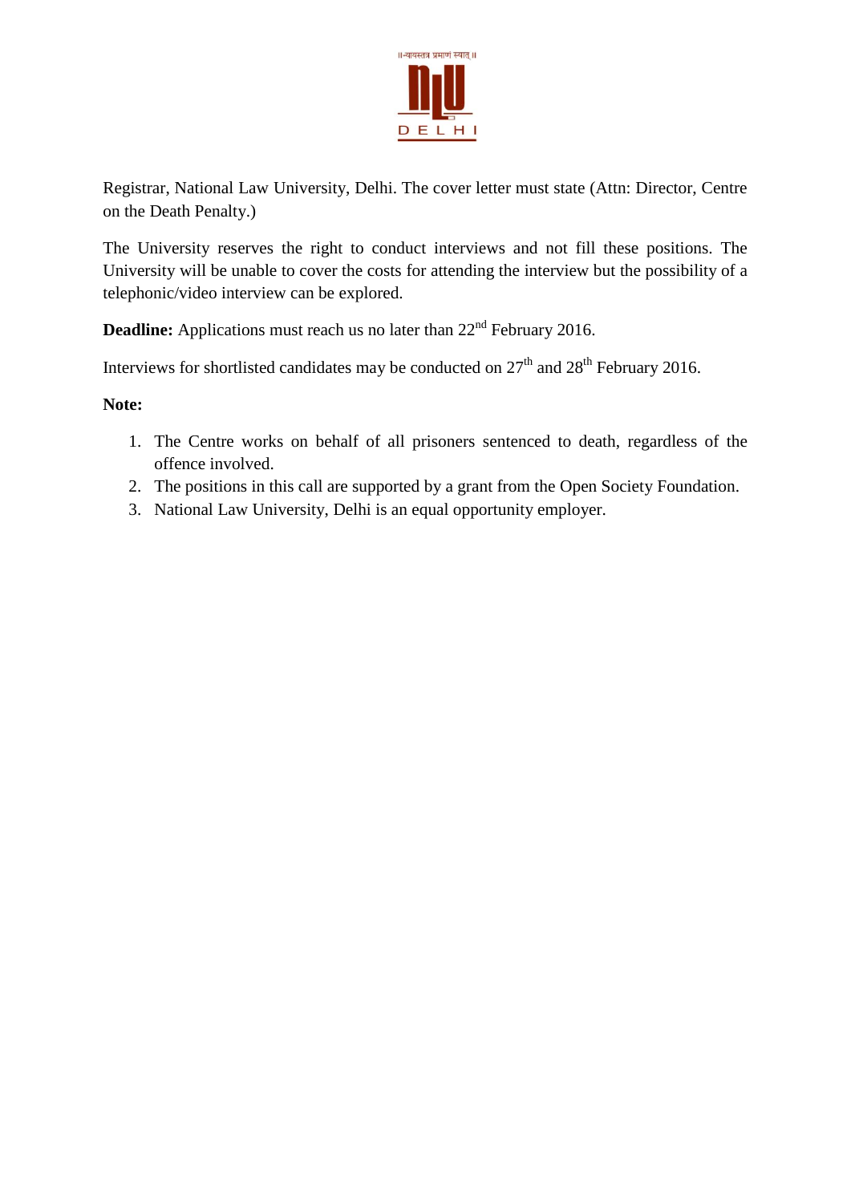Registrar, National Law University, Delhi. The cover letter must state (Attn: Director, Centre on the Death Penalty.)

The University reserves the right to conduct interviews and not fill these positions. The University will be unable to cover the costs for attending the interview but the possibility of a telephonic/video interview can be explored.

**Deadline:** Applications must reach us no later than 22nd February 2016.

Interviews for shortlisted candidates may be conducted on 27th and 28th February 2016.

**Note:**

1. The Centre works on behalf of all prisoners sentenced to death, regardless of the offence involved.
2. The positions in this call are supported by a grant from the Open Society Foundation.
3. National Law University, Delhi is an equal opportunity employer.